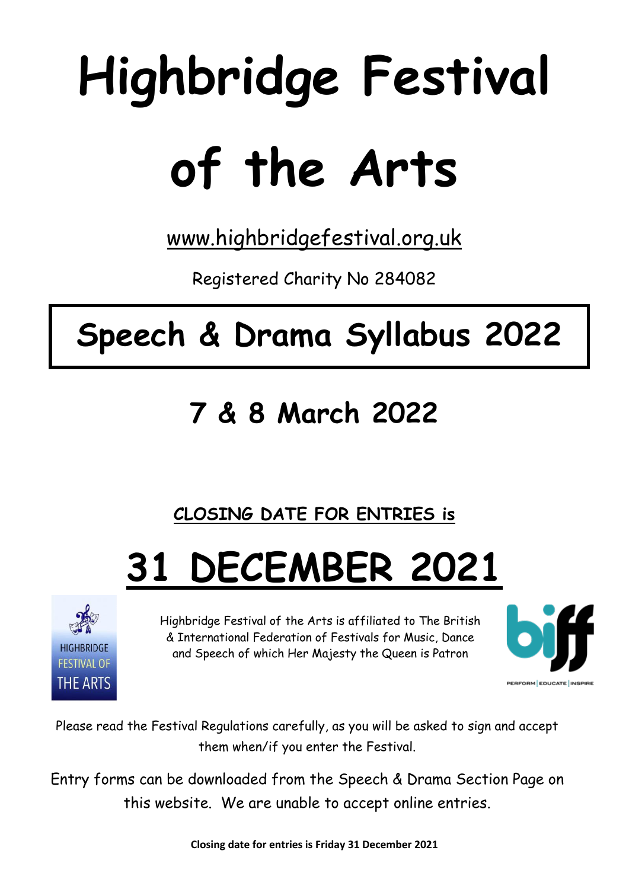# Highbridge Festival of the Arts

www.highbridgefestival.org.uk

Registered Charity No 284082

## Speech & Drama Syllabus 2022

## 7 & 8 March 2022

**CLOSING DATE FOR ENTRIES is**

# 31 DECEMBER 2021

HIGHBRIDGE FESTIVAL OF THE ARTS

Highbridge Festival of the Arts is affiliated to The British & International Federation of Festivals for Music, Dance and Speech of which Her Majesty the Queen is Patron

biff PERFORM | EDUCATE | INSPIRE

Please read the Festival Regulations carefully, as you will be asked to sign and accept them when/if you enter the Festival.

Entry forms can be downloaded from the Speech & Drama Section Page on this website. We are unable to accept online entries.

**Closing date for entries is Friday 31 December 2021**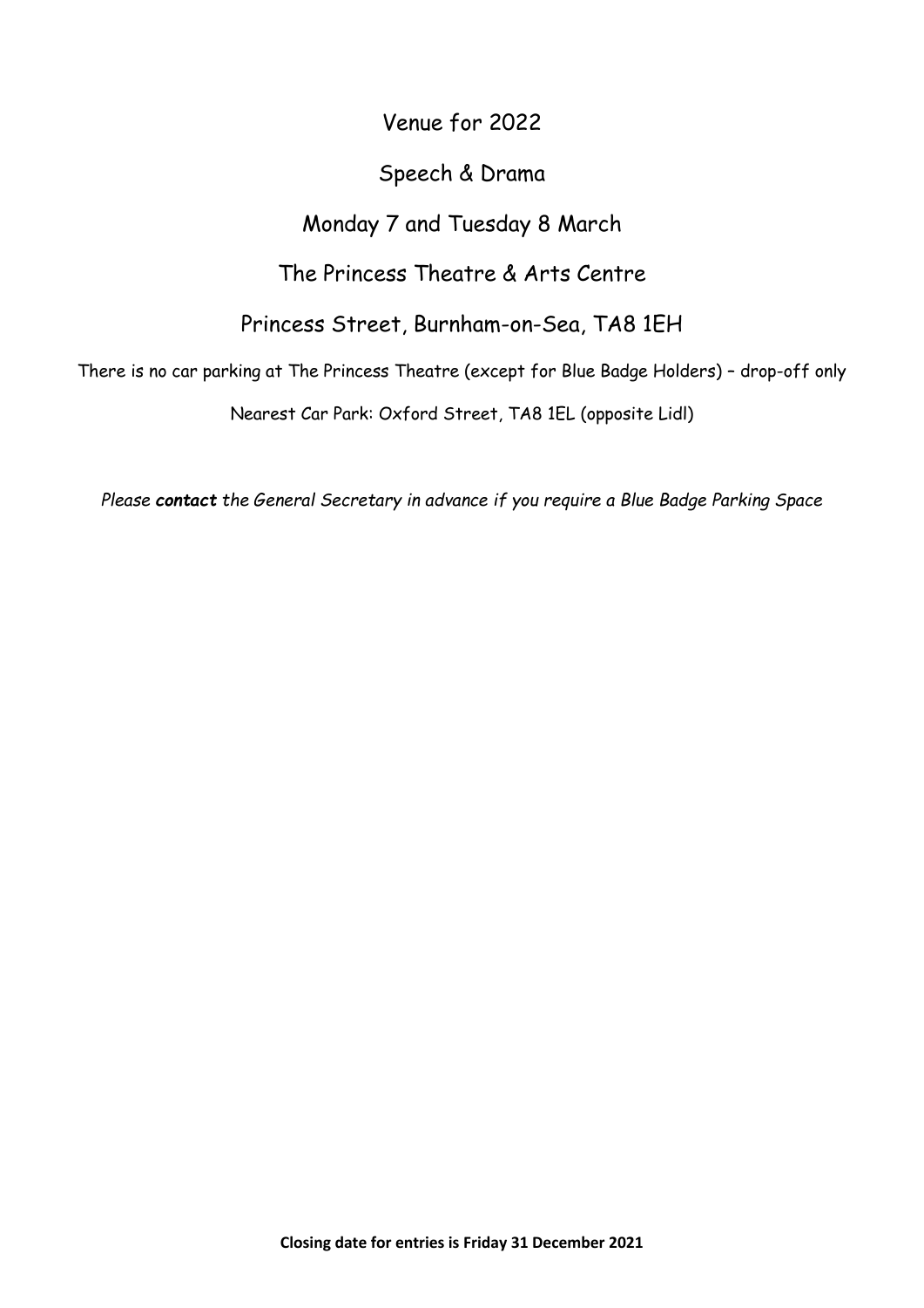Venue for 2022

Speech & Drama

Monday 7 and Tuesday 8 March

The Princess Theatre & Arts Centre

Princess Street, Burnham-on-Sea, TA8 1EH

There is no car parking at The Princess Theatre (except for Blue Badge Holders) – drop-off only

Nearest Car Park: Oxford Street, TA8 1EL (opposite Lidl)

*Please **contact** the General Secretary in advance if you require a Blue Badge Parking Space*

**Closing date for entries is Friday 31 December 2021**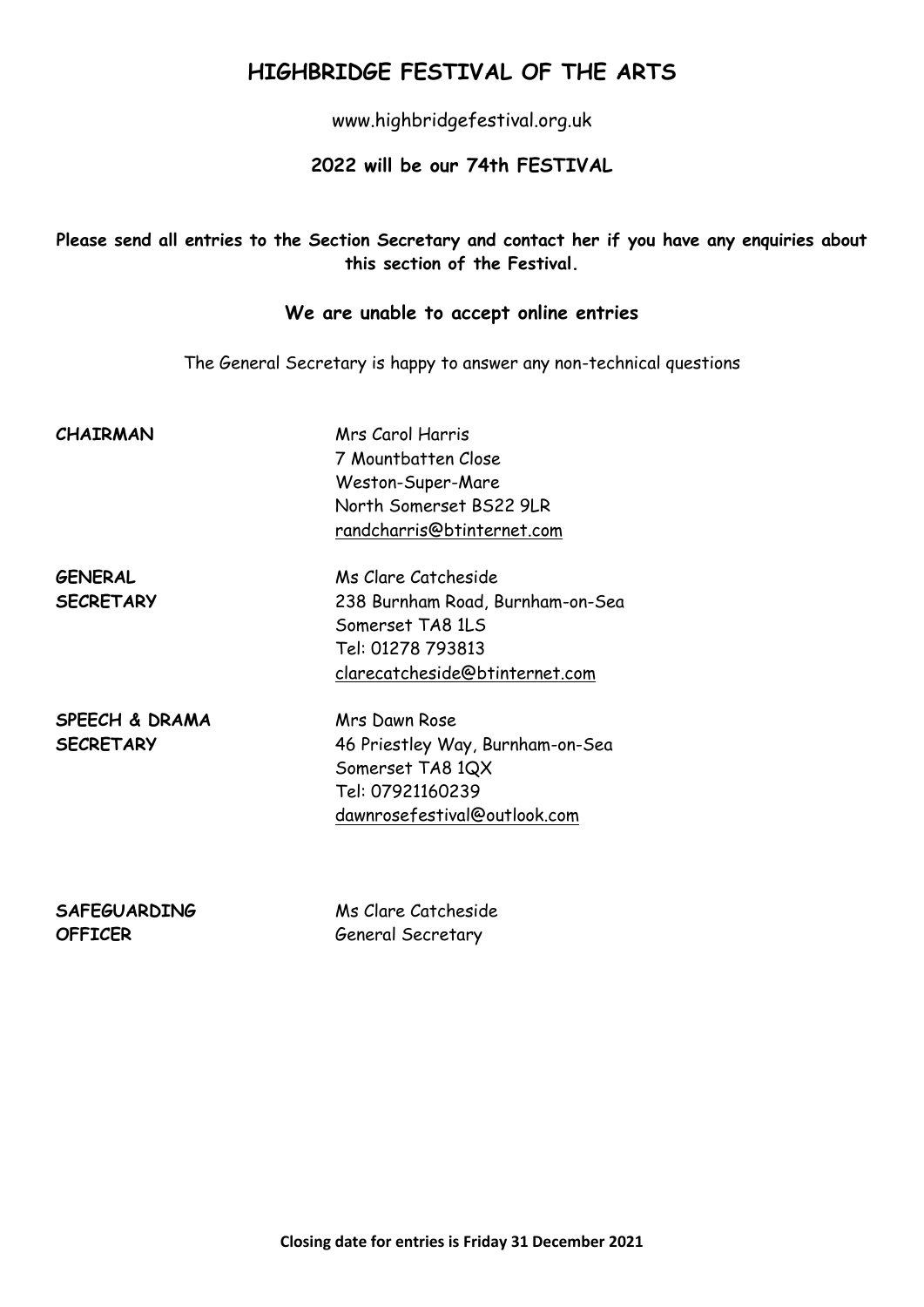# HIGHBRIDGE FESTIVAL OF THE ARTS

www.highbridgefestival.org.uk

**2022 will be our 74th FESTIVAL**

**Please send all entries to the Section Secretary and contact her if you have any enquiries about this section of the Festival.**

**We are unable to accept online entries**

The General Secretary is happy to answer any non-technical questions

| | |
|---|---|
| **CHAIRMAN** | Mrs Carol Harris<br>7 Mountbatten Close<br>Weston-Super-Mare<br>North Somerset BS22 9LR<br>randcharris@btinternet.com |
| **GENERAL SECRETARY** | Ms Clare Catcheside<br>238 Burnham Road, Burnham-on-Sea<br>Somerset TA8 1LS<br>Tel: 01278 793813<br>clarecatcheside@btinternet.com |
| **SPEECH & DRAMA SECRETARY** | Mrs Dawn Rose<br>46 Priestley Way, Burnham-on-Sea<br>Somerset TA8 1QX<br>Tel: 07921160239<br>dawnrosefestival@outlook.com |
| **SAFEGUARDING OFFICER** | Ms Clare Catcheside<br>General Secretary |

**Closing date for entries is Friday 31 December 2021**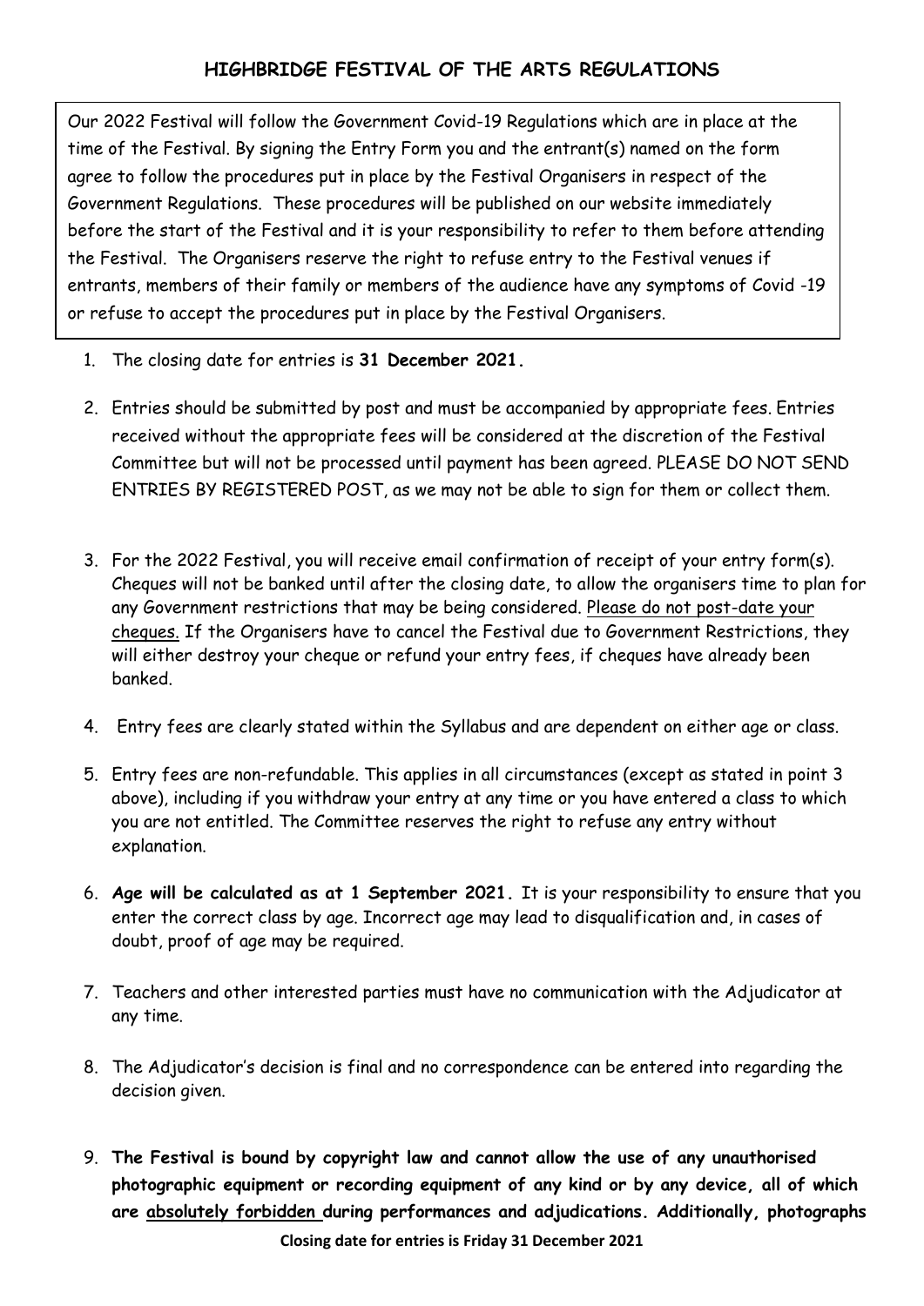# HIGHBRIDGE FESTIVAL OF THE ARTS REGULATIONS

Our 2022 Festival will follow the Government Covid-19 Regulations which are in place at the time of the Festival. By signing the Entry Form you and the entrant(s) named on the form agree to follow the procedures put in place by the Festival Organisers in respect of the Government Regulations. These procedures will be published on our website immediately before the start of the Festival and it is your responsibility to refer to them before attending the Festival. The Organisers reserve the right to refuse entry to the Festival venues if entrants, members of their family or members of the audience have any symptoms of Covid -19 or refuse to accept the procedures put in place by the Festival Organisers.

1. The closing date for entries is **31 December 2021.**
2. Entries should be submitted by post and must be accompanied by appropriate fees. Entries received without the appropriate fees will be considered at the discretion of the Festival Committee but will not be processed until payment has been agreed. PLEASE DO NOT SEND ENTRIES BY REGISTERED POST, as we may not be able to sign for them or collect them.
3. For the 2022 Festival, you will receive email confirmation of receipt of your entry form(s). Cheques will not be banked until after the closing date, to allow the organisers time to plan for any Government restrictions that may be being considered. <u>Please do not post-date your cheques.</u> If the Organisers have to cancel the Festival due to Government Restrictions, they will either destroy your cheque or refund your entry fees, if cheques have already been banked.
4. Entry fees are clearly stated within the Syllabus and are dependent on either age or class.
5. Entry fees are non-refundable. This applies in all circumstances (except as stated in point 3 above), including if you withdraw your entry at any time or you have entered a class to which you are not entitled. The Committee reserves the right to refuse any entry without explanation.
6. **Age will be calculated as at 1 September 2021.** It is your responsibility to ensure that you enter the correct class by age. Incorrect age may lead to disqualification and, in cases of doubt, proof of age may be required.
7. Teachers and other interested parties must have no communication with the Adjudicator at any time.
8. The Adjudicator's decision is final and no correspondence can be entered into regarding the decision given.
9. **The Festival is bound by copyright law and cannot allow the use of any unauthorised photographic equipment or recording equipment of any kind or by any device, all of which are <u>absolutely forbidden</u> during performances and adjudications. Additionally, photographs**

**Closing date for entries is Friday 31 December 2021**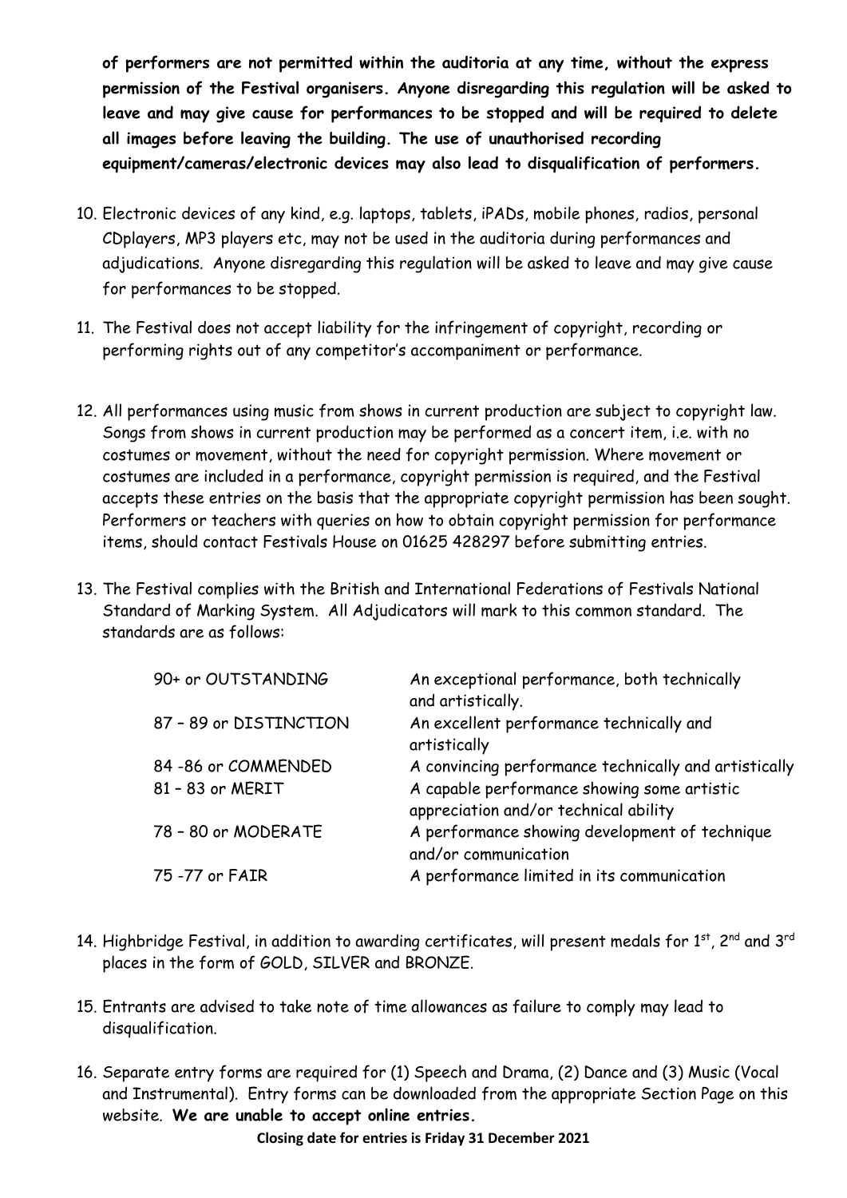**of performers are not permitted within the auditoria at any time, without the express permission of the Festival organisers. Anyone disregarding this regulation will be asked to leave and may give cause for performances to be stopped and will be required to delete all images before leaving the building. The use of unauthorised recording equipment/cameras/electronic devices may also lead to disqualification of performers.**

10. Electronic devices of any kind, e.g. laptops, tablets, iPADs, mobile phones, radios, personal CDplayers, MP3 players etc, may not be used in the auditoria during performances and adjudications. Anyone disregarding this regulation will be asked to leave and may give cause for performances to be stopped.

11. The Festival does not accept liability for the infringement of copyright, recording or performing rights out of any competitor's accompaniment or performance.

12. All performances using music from shows in current production are subject to copyright law. Songs from shows in current production may be performed as a concert item, i.e. with no costumes or movement, without the need for copyright permission. Where movement or costumes are included in a performance, copyright permission is required, and the Festival accepts these entries on the basis that the appropriate copyright permission has been sought. Performers or teachers with queries on how to obtain copyright permission for performance items, should contact Festivals House on 01625 428297 before submitting entries.

13. The Festival complies with the British and International Federations of Festivals National Standard of Marking System. All Adjudicators will mark to this common standard. The standards are as follows:

| | |
|---|---|
| 90+ or OUTSTANDING | An exceptional performance, both technically and artistically. |
| 87 – 89 or DISTINCTION | An excellent performance technically and artistically |
| 84 -86 or COMMENDED | A convincing performance technically and artistically |
| 81 – 83 or MERIT | A capable performance showing some artistic appreciation and/or technical ability |
| 78 – 80 or MODERATE | A performance showing development of technique and/or communication |
| 75 -77 or FAIR | A performance limited in its communication |

14. Highbridge Festival, in addition to awarding certificates, will present medals for 1st, 2nd and 3rd places in the form of GOLD, SILVER and BRONZE.

15. Entrants are advised to take note of time allowances as failure to comply may lead to disqualification.

16. Separate entry forms are required for (1) Speech and Drama, (2) Dance and (3) Music (Vocal and Instrumental). Entry forms can be downloaded from the appropriate Section Page on this website. **We are unable to accept online entries.**

**Closing date for entries is Friday 31 December 2021**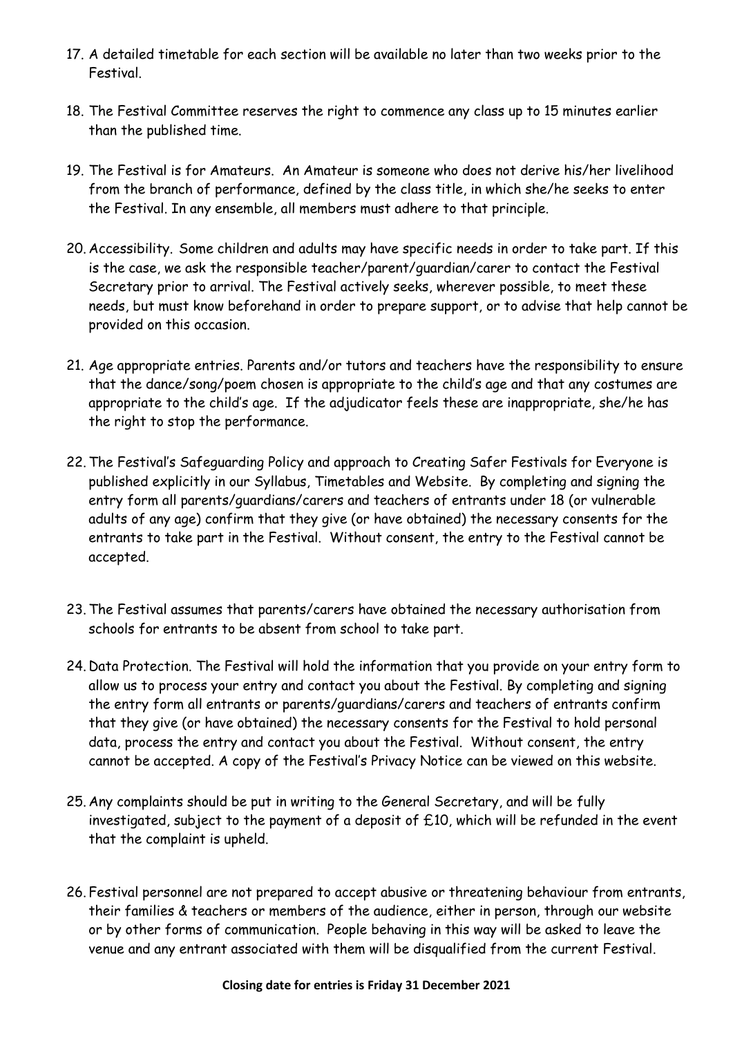17. A detailed timetable for each section will be available no later than two weeks prior to the Festival.

18. The Festival Committee reserves the right to commence any class up to 15 minutes earlier than the published time.

19. The Festival is for Amateurs. An Amateur is someone who does not derive his/her livelihood from the branch of performance, defined by the class title, in which she/he seeks to enter the Festival. In any ensemble, all members must adhere to that principle.

20. Accessibility. Some children and adults may have specific needs in order to take part. If this is the case, we ask the responsible teacher/parent/guardian/carer to contact the Festival Secretary prior to arrival. The Festival actively seeks, wherever possible, to meet these needs, but must know beforehand in order to prepare support, or to advise that help cannot be provided on this occasion.

21. Age appropriate entries. Parents and/or tutors and teachers have the responsibility to ensure that the dance/song/poem chosen is appropriate to the child's age and that any costumes are appropriate to the child's age. If the adjudicator feels these are inappropriate, she/he has the right to stop the performance.

22. The Festival's Safeguarding Policy and approach to Creating Safer Festivals for Everyone is published explicitly in our Syllabus, Timetables and Website. By completing and signing the entry form all parents/guardians/carers and teachers of entrants under 18 (or vulnerable adults of any age) confirm that they give (or have obtained) the necessary consents for the entrants to take part in the Festival. Without consent, the entry to the Festival cannot be accepted.

23. The Festival assumes that parents/carers have obtained the necessary authorisation from schools for entrants to be absent from school to take part.

24. Data Protection. The Festival will hold the information that you provide on your entry form to allow us to process your entry and contact you about the Festival. By completing and signing the entry form all entrants or parents/guardians/carers and teachers of entrants confirm that they give (or have obtained) the necessary consents for the Festival to hold personal data, process the entry and contact you about the Festival. Without consent, the entry cannot be accepted. A copy of the Festival's Privacy Notice can be viewed on this website.

25. Any complaints should be put in writing to the General Secretary, and will be fully investigated, subject to the payment of a deposit of £10, which will be refunded in the event that the complaint is upheld.

26. Festival personnel are not prepared to accept abusive or threatening behaviour from entrants, their families & teachers or members of the audience, either in person, through our website or by other forms of communication. People behaving in this way will be asked to leave the venue and any entrant associated with them will be disqualified from the current Festival.

**Closing date for entries is Friday 31 December 2021**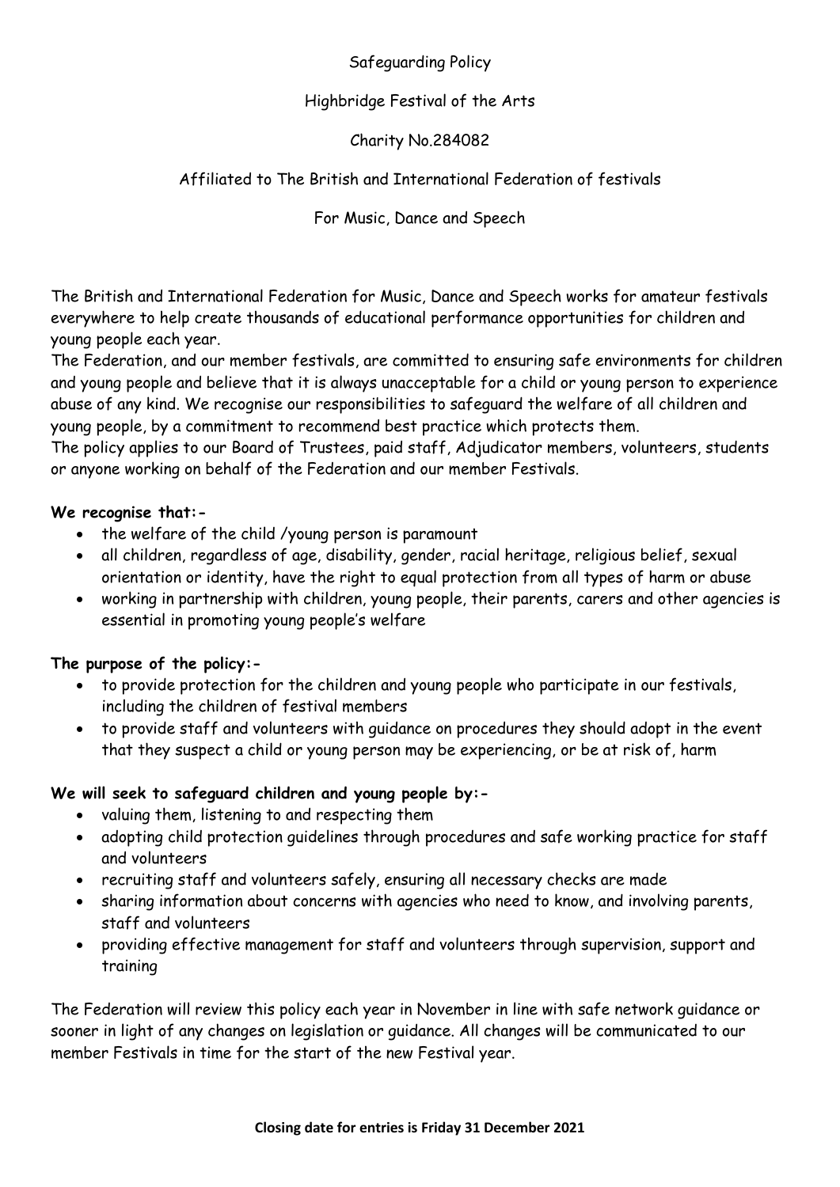Safeguarding Policy

Highbridge Festival of the Arts

Charity No.284082

Affiliated to The British and International Federation of festivals

For Music, Dance and Speech

The British and International Federation for Music, Dance and Speech works for amateur festivals everywhere to help create thousands of educational performance opportunities for children and young people each year.

The Federation, and our member festivals, are committed to ensuring safe environments for children and young people and believe that it is always unacceptable for a child or young person to experience abuse of any kind. We recognise our responsibilities to safeguard the welfare of all children and young people, by a commitment to recommend best practice which protects them.

The policy applies to our Board of Trustees, paid staff, Adjudicator members, volunteers, students or anyone working on behalf of the Federation and our member Festivals.

**We recognise that:-**

- the welfare of the child /young person is paramount
- all children, regardless of age, disability, gender, racial heritage, religious belief, sexual orientation or identity, have the right to equal protection from all types of harm or abuse
- working in partnership with children, young people, their parents, carers and other agencies is essential in promoting young people's welfare

**The purpose of the policy:-**

- to provide protection for the children and young people who participate in our festivals, including the children of festival members
- to provide staff and volunteers with guidance on procedures they should adopt in the event that they suspect a child or young person may be experiencing, or be at risk of, harm

**We will seek to safeguard children and young people by:-**

- valuing them, listening to and respecting them
- adopting child protection guidelines through procedures and safe working practice for staff and volunteers
- recruiting staff and volunteers safely, ensuring all necessary checks are made
- sharing information about concerns with agencies who need to know, and involving parents, staff and volunteers
- providing effective management for staff and volunteers through supervision, support and training

The Federation will review this policy each year in November in line with safe network guidance or sooner in light of any changes on legislation or guidance. All changes will be communicated to our member Festivals in time for the start of the new Festival year.

**Closing date for entries is Friday 31 December 2021**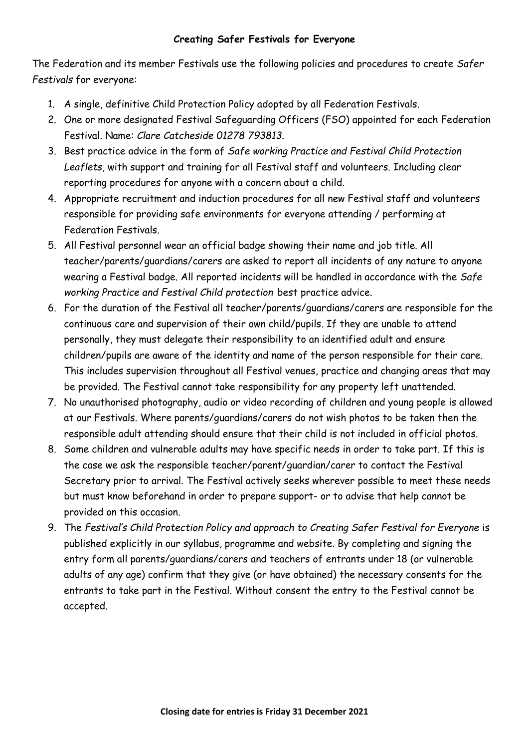**Creating Safer Festivals for Everyone**

The Federation and its member Festivals use the following policies and procedures to create *Safer Festivals* for everyone:

1. A single, definitive Child Protection Policy adopted by all Federation Festivals.
2. One or more designated Festival Safeguarding Officers (FSO) appointed for each Federation Festival. Name: *Clare Catcheside 01278 793813.*
3. Best practice advice in the form of *Safe working Practice and Festival Child Protection Leaflets*, with support and training for all Festival staff and volunteers. Including clear reporting procedures for anyone with a concern about a child.
4. Appropriate recruitment and induction procedures for all new Festival staff and volunteers responsible for providing safe environments for everyone attending / performing at Federation Festivals.
5. All Festival personnel wear an official badge showing their name and job title. All teacher/parents/guardians/carers are asked to report all incidents of any nature to anyone wearing a Festival badge. All reported incidents will be handled in accordance with the *Safe working Practice and Festival Child protection* best practice advice.
6. For the duration of the Festival all teacher/parents/guardians/carers are responsible for the continuous care and supervision of their own child/pupils. If they are unable to attend personally, they must delegate their responsibility to an identified adult and ensure children/pupils are aware of the identity and name of the person responsible for their care. This includes supervision throughout all Festival venues, practice and changing areas that may be provided. The Festival cannot take responsibility for any property left unattended.
7. No unauthorised photography, audio or video recording of children and young people is allowed at our Festivals. Where parents/guardians/carers do not wish photos to be taken then the responsible adult attending should ensure that their child is not included in official photos.
8. Some children and vulnerable adults may have specific needs in order to take part. If this is the case we ask the responsible teacher/parent/guardian/carer to contact the Festival Secretary prior to arrival. The Festival actively seeks wherever possible to meet these needs but must know beforehand in order to prepare support- or to advise that help cannot be provided on this occasion.
9. The *Festival's Child Protection Policy and approach to Creating Safer Festival for Everyone* is published explicitly in our syllabus, programme and website. By completing and signing the entry form all parents/guardians/carers and teachers of entrants under 18 (or vulnerable adults of any age) confirm that they give (or have obtained) the necessary consents for the entrants to take part in the Festival. Without consent the entry to the Festival cannot be accepted.

**Closing date for entries is Friday 31 December 2021**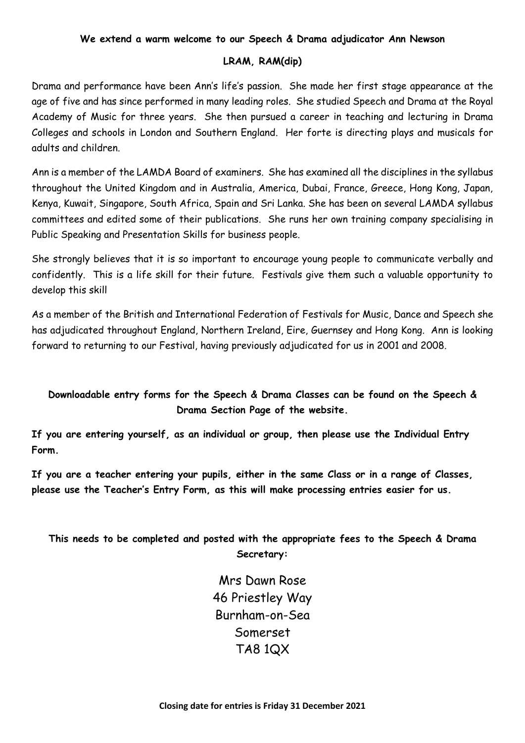**We extend a warm welcome to our Speech & Drama adjudicator Ann Newson**

**LRAM, RAM(dip)**

Drama and performance have been Ann's life's passion. She made her first stage appearance at the age of five and has since performed in many leading roles. She studied Speech and Drama at the Royal Academy of Music for three years. She then pursued a career in teaching and lecturing in Drama Colleges and schools in London and Southern England. Her forte is directing plays and musicals for adults and children.

Ann is a member of the LAMDA Board of examiners. She has examined all the disciplines in the syllabus throughout the United Kingdom and in Australia, America, Dubai, France, Greece, Hong Kong, Japan, Kenya, Kuwait, Singapore, South Africa, Spain and Sri Lanka. She has been on several LAMDA syllabus committees and edited some of their publications. She runs her own training company specialising in Public Speaking and Presentation Skills for business people.

She strongly believes that it is so important to encourage young people to communicate verbally and confidently. This is a life skill for their future. Festivals give them such a valuable opportunity to develop this skill

As a member of the British and International Federation of Festivals for Music, Dance and Speech she has adjudicated throughout England, Northern Ireland, Eire, Guernsey and Hong Kong. Ann is looking forward to returning to our Festival, having previously adjudicated for us in 2001 and 2008.

**Downloadable entry forms for the Speech & Drama Classes can be found on the Speech & Drama Section Page of the website.**

**If you are entering yourself, as an individual or group, then please use the Individual Entry Form.**

**If you are a teacher entering your pupils, either in the same Class or in a range of Classes, please use the Teacher's Entry Form, as this will make processing entries easier for us.**

**This needs to be completed and posted with the appropriate fees to the Speech & Drama Secretary:**

Mrs Dawn Rose
46 Priestley Way
Burnham-on-Sea
Somerset
TA8 1QX

**Closing date for entries is Friday 31 December 2021**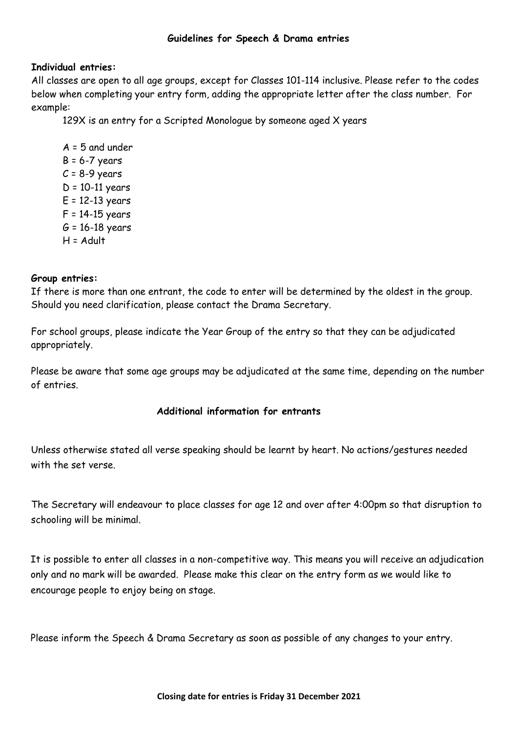## Guidelines for Speech & Drama entries

**Individual entries:**

All classes are open to all age groups, except for Classes 101-114 inclusive. Please refer to the codes below when completing your entry form, adding the appropriate letter after the class number. For example:

129X is an entry for a Scripted Monologue by someone aged X years

A = 5 and under
B = 6-7 years
C = 8-9 years
D = 10-11 years
E = 12-13 years
F = 14-15 years
G = 16-18 years
H = Adult

**Group entries:**

If there is more than one entrant, the code to enter will be determined by the oldest in the group. Should you need clarification, please contact the Drama Secretary.

For school groups, please indicate the Year Group of the entry so that they can be adjudicated appropriately.

Please be aware that some age groups may be adjudicated at the same time, depending on the number of entries.

## Additional information for entrants

Unless otherwise stated all verse speaking should be learnt by heart. No actions/gestures needed with the set verse.

The Secretary will endeavour to place classes for age 12 and over after 4:00pm so that disruption to schooling will be minimal.

It is possible to enter all classes in a non-competitive way. This means you will receive an adjudication only and no mark will be awarded. Please make this clear on the entry form as we would like to encourage people to enjoy being on stage.

Please inform the Speech & Drama Secretary as soon as possible of any changes to your entry.

**Closing date for entries is Friday 31 December 2021**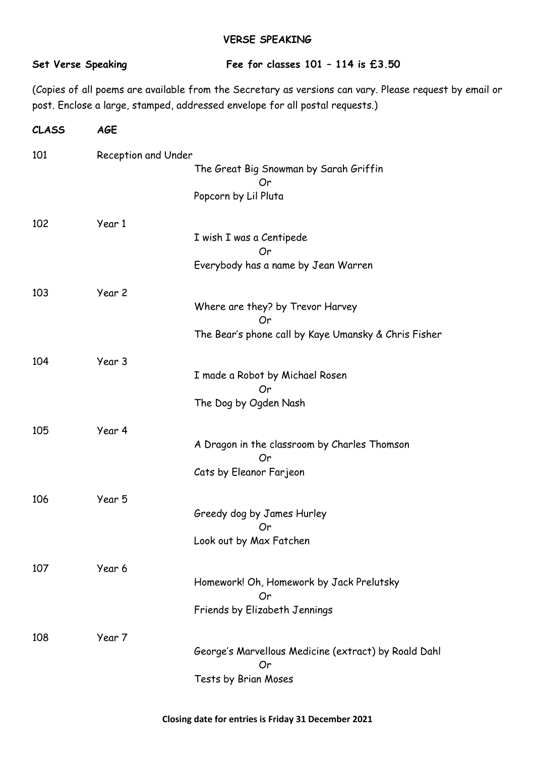## VERSE SPEAKING

**Set Verse Speaking** **Fee for classes 101 – 114 is £3.50**

(Copies of all poems are available from the Secretary as versions can vary. Please request by email or post. Enclose a large, stamped, addressed envelope for all postal requests.)

| *CLASS* | *AGE* | |
|---|---|---|
| 101 | Reception and Under | The Great Big Snowman by Sarah Griffin<br>Or<br>Popcorn by Lil Pluta |
| 102 | Year 1 | I wish I was a Centipede<br>Or<br>Everybody has a name by Jean Warren |
| 103 | Year 2 | Where are they? by Trevor Harvey<br>Or<br>The Bear's phone call by Kaye Umansky & Chris Fisher |
| 104 | Year 3 | I made a Robot by Michael Rosen<br>Or<br>The Dog by Ogden Nash |
| 105 | Year 4 | A Dragon in the classroom by Charles Thomson<br>Or<br>Cats by Eleanor Farjeon |
| 106 | Year 5 | Greedy dog by James Hurley<br>Or<br>Look out by Max Fatchen |
| 107 | Year 6 | Homework! Oh, Homework by Jack Prelutsky<br>Or<br>Friends by Elizabeth Jennings |
| 108 | Year 7 | George's Marvellous Medicine (extract) by Roald Dahl<br>Or<br>Tests by Brian Moses |

**Closing date for entries is Friday 31 December 2021**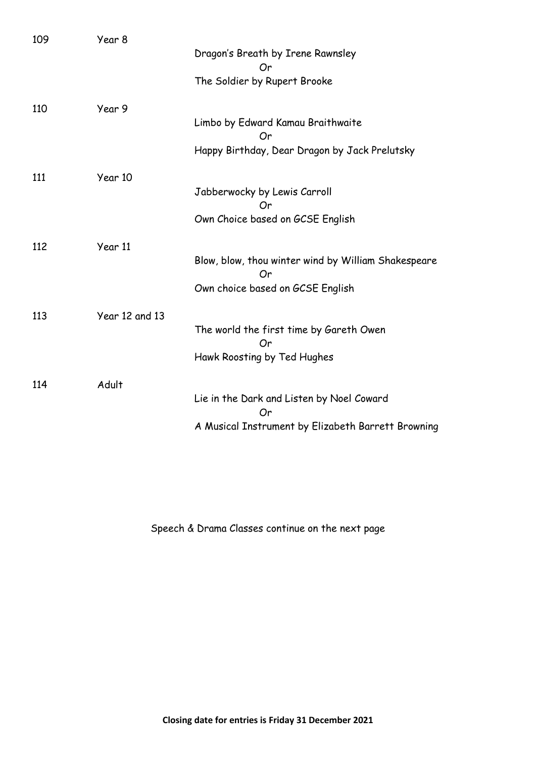109 Year 8

Dragon's Breath by Irene Rawnsley
Or
The Soldier by Rupert Brooke

110 Year 9

Limbo by Edward Kamau Braithwaite
Or
Happy Birthday, Dear Dragon by Jack Prelutsky

111 Year 10

Jabberwocky by Lewis Carroll
Or
Own Choice based on GCSE English

112 Year 11

Blow, blow, thou winter wind by William Shakespeare
Or
Own choice based on GCSE English

113 Year 12 and 13

The world the first time by Gareth Owen
Or
Hawk Roosting by Ted Hughes

114 Adult

Lie in the Dark and Listen by Noel Coward
Or
A Musical Instrument by Elizabeth Barrett Browning

Speech & Drama Classes continue on the next page

**Closing date for entries is Friday 31 December 2021**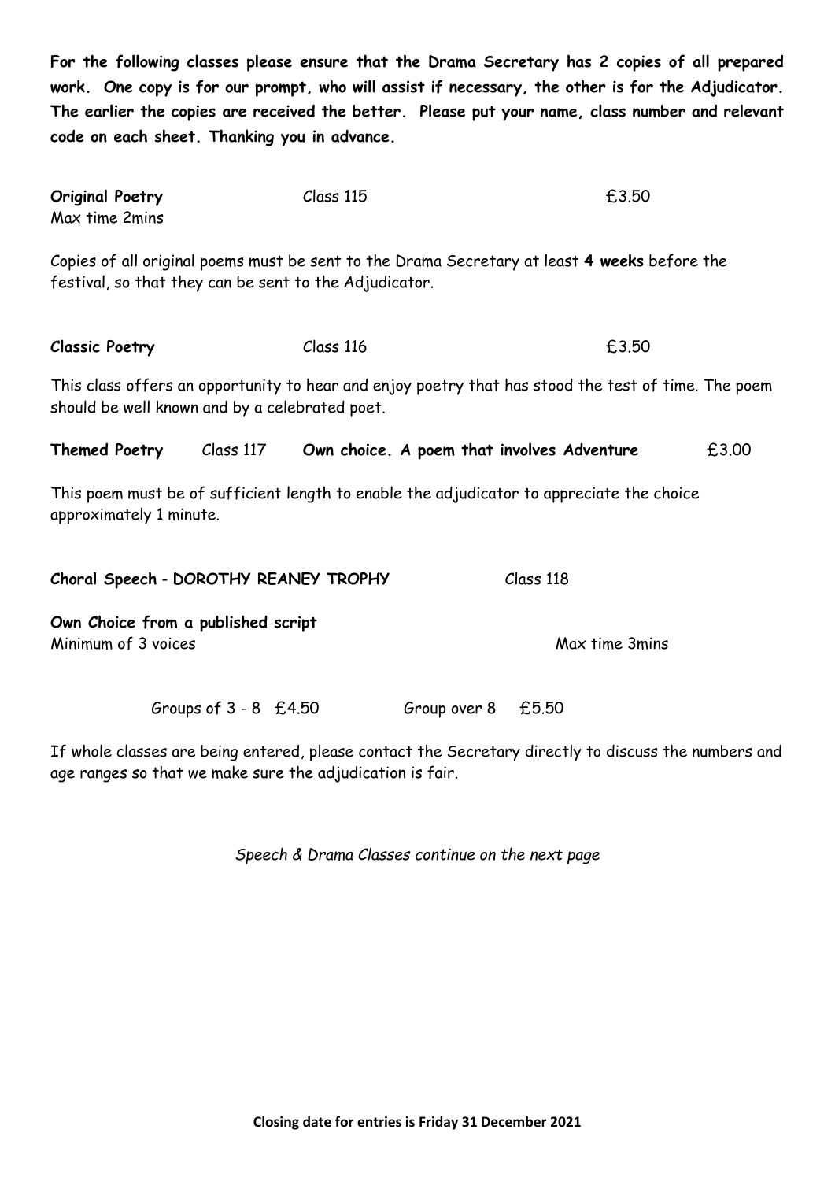**For the following classes please ensure that the Drama Secretary has 2 copies of all prepared work. One copy is for our prompt, who will assist if necessary, the other is for the Adjudicator. The earlier the copies are received the better. Please put your name, class number and relevant code on each sheet. Thanking you in advance.**

**Original Poetry** Class 115 £3.50
Max time 2mins

Copies of all original poems must be sent to the Drama Secretary at least **4 weeks** before the festival, so that they can be sent to the Adjudicator.

**Classic Poetry** Class 116 £3.50

This class offers an opportunity to hear and enjoy poetry that has stood the test of time. The poem should be well known and by a celebrated poet.

**Themed Poetry** Class 117 **Own choice. A poem that involves Adventure** £3.00

This poem must be of sufficient length to enable the adjudicator to appreciate the choice approximately 1 minute.

**Choral Speech - DOROTHY REANEY TROPHY** Class 118

**Own Choice from a published script**
Minimum of 3 voices Max time 3mins

Groups of 3 - 8 £4.50 Group over 8 £5.50

If whole classes are being entered, please contact the Secretary directly to discuss the numbers and age ranges so that we make sure the adjudication is fair.

*Speech & Drama Classes continue on the next page*

**Closing date for entries is Friday 31 December 2021**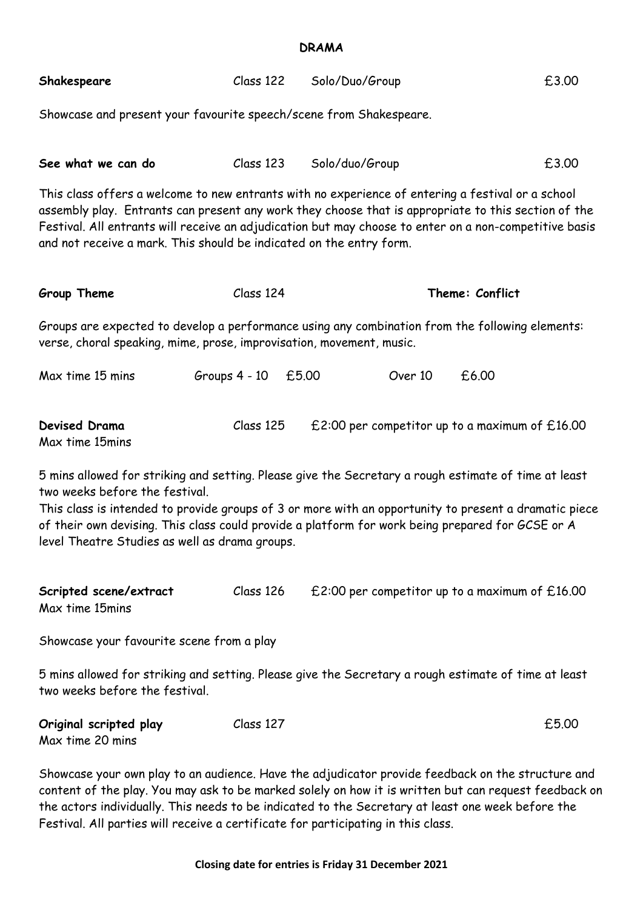## DRAMA

**Shakespeare** Class 122 Solo/Duo/Group £3.00

Showcase and present your favourite speech/scene from Shakespeare.

**See what we can do** Class 123 Solo/duo/Group £3.00

This class offers a welcome to new entrants with no experience of entering a festival or a school assembly play. Entrants can present any work they choose that is appropriate to this section of the Festival. All entrants will receive an adjudication but may choose to enter on a non-competitive basis and not receive a mark. This should be indicated on the entry form.

**Group Theme** Class 124 **Theme: Conflict**

Groups are expected to develop a performance using any combination from the following elements: verse, choral speaking, mime, prose, improvisation, movement, music.

Max time 15 mins Groups 4 - 10 £5.00 Over 10 £6.00

**Devised Drama** Class 125 £2:00 per competitor up to a maximum of £16.00
Max time 15mins

5 mins allowed for striking and setting. Please give the Secretary a rough estimate of time at least two weeks before the festival.
This class is intended to provide groups of 3 or more with an opportunity to present a dramatic piece of their own devising. This class could provide a platform for work being prepared for GCSE or A level Theatre Studies as well as drama groups.

**Scripted scene/extract** Class 126 £2:00 per competitor up to a maximum of £16.00
Max time 15mins

Showcase your favourite scene from a play

5 mins allowed for striking and setting. Please give the Secretary a rough estimate of time at least two weeks before the festival.

**Original scripted play** Class 127 £5.00
Max time 20 mins

Showcase your own play to an audience. Have the adjudicator provide feedback on the structure and content of the play. You may ask to be marked solely on how it is written but can request feedback on the actors individually. This needs to be indicated to the Secretary at least one week before the Festival. All parties will receive a certificate for participating in this class.

**Closing date for entries is Friday 31 December 2021**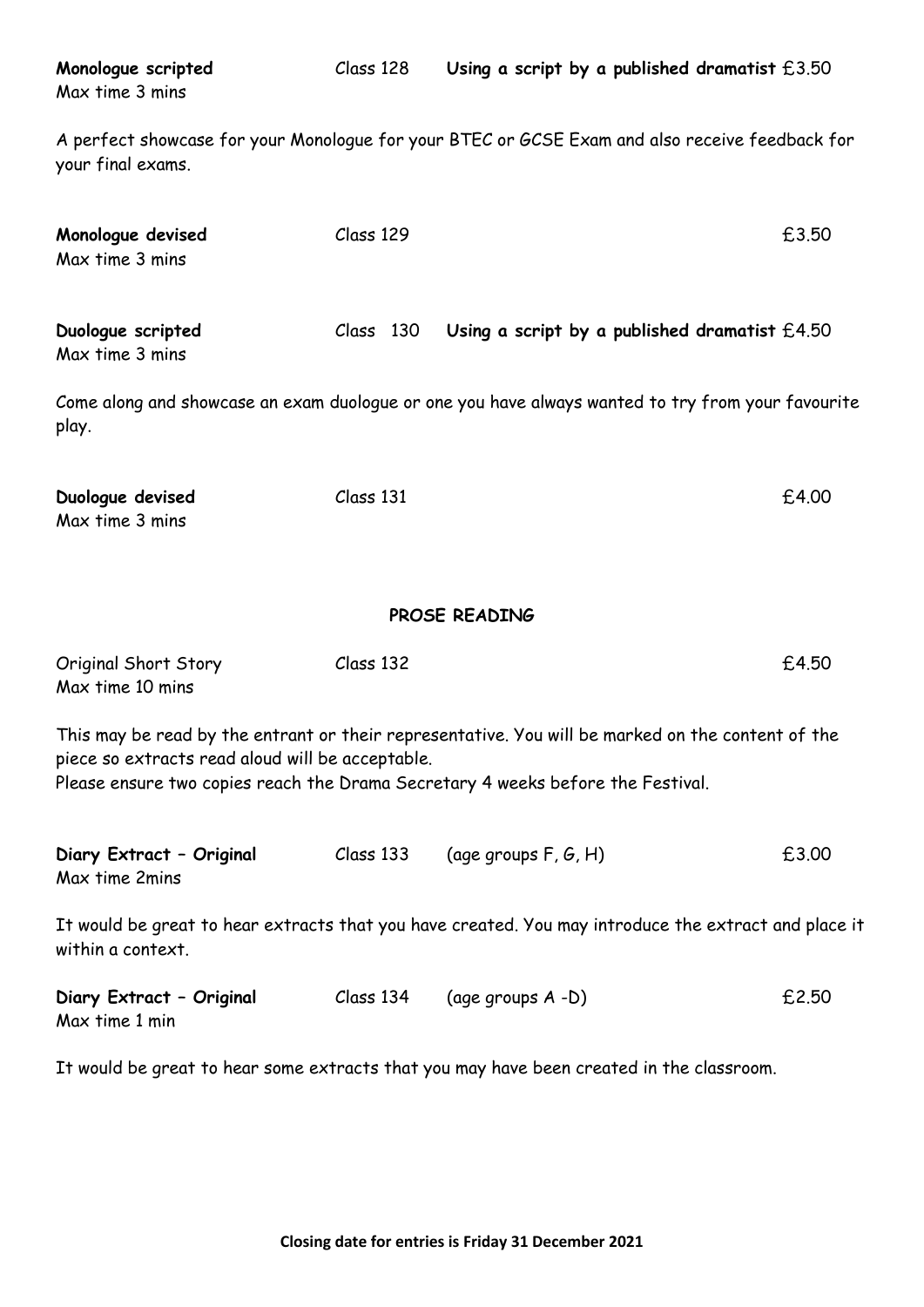**Monologue scripted** Class 128 **Using a script by a published dramatist** £3.50
Max time 3 mins

A perfect showcase for your Monologue for your BTEC or GCSE Exam and also receive feedback for your final exams.

**Monologue devised** Class 129 £3.50
Max time 3 mins

**Duologue scripted** Class 130 **Using a script by a published dramatist** £4.50
Max time 3 mins

Come along and showcase an exam duologue or one you have always wanted to try from your favourite play.

**Duologue devised** Class 131 £4.00
Max time 3 mins

## PROSE READING

Original Short Story Class 132 £4.50
Max time 10 mins

This may be read by the entrant or their representative. You will be marked on the content of the piece so extracts read aloud will be acceptable.
Please ensure two copies reach the Drama Secretary 4 weeks before the Festival.

**Diary Extract – Original** Class 133 (age groups F, G, H) £3.00
Max time 2mins

It would be great to hear extracts that you have created. You may introduce the extract and place it within a context.

**Diary Extract – Original** Class 134 (age groups A -D) £2.50
Max time 1 min

It would be great to hear some extracts that you may have been created in the classroom.

**Closing date for entries is Friday 31 December 2021**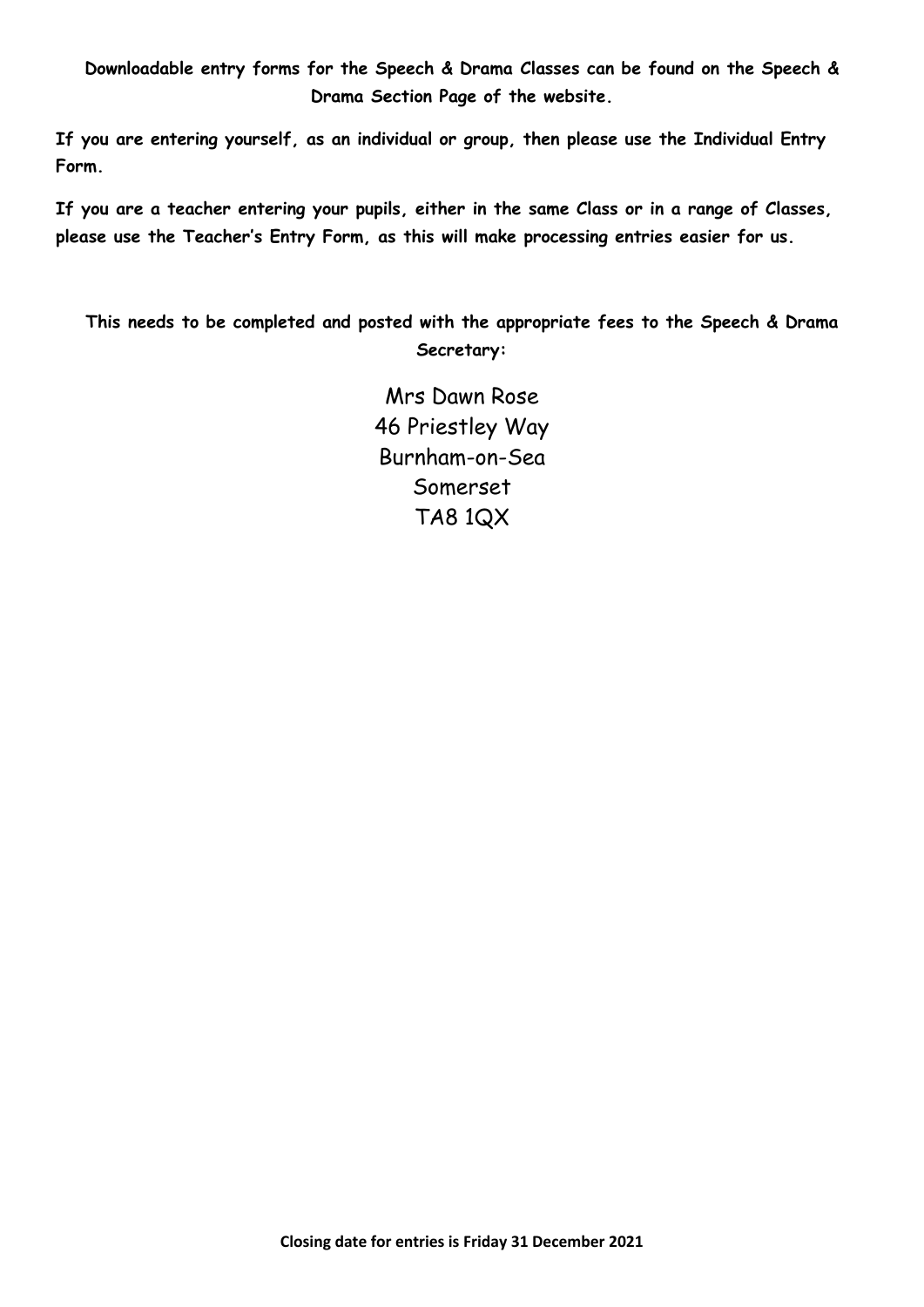**Downloadable entry forms for the Speech & Drama Classes can be found on the Speech & Drama Section Page of the website.**

**If you are entering yourself, as an individual or group, then please use the Individual Entry Form.**

**If you are a teacher entering your pupils, either in the same Class or in a range of Classes, please use the Teacher's Entry Form, as this will make processing entries easier for us.**

**This needs to be completed and posted with the appropriate fees to the Speech & Drama Secretary:**

Mrs Dawn Rose
46 Priestley Way
Burnham-on-Sea
Somerset
TA8 1QX

**Closing date for entries is Friday 31 December 2021**